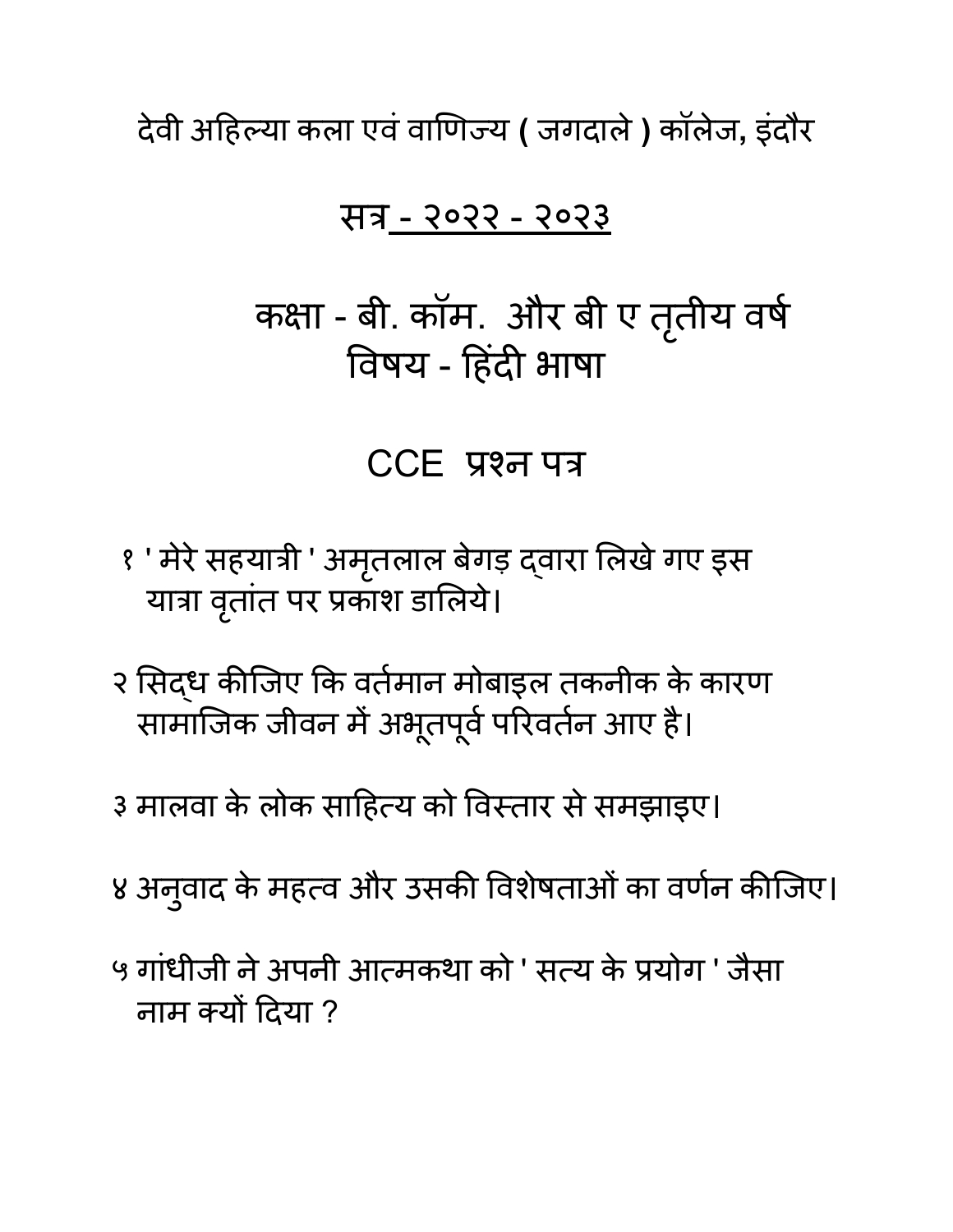देवी अहिल्या कला एवं वाणिज्य ( जगदाले ) कॉलेज, इंदौर

## सत्र - २०२२ - २०२३

## कक्षा - बी. कॉम. और बी ए तृतीय वर्ष

## विषय - हिंदी भाषा

## CCE प्रश्न पत्र

१ ' मेरे सहयात्री ' अमृतलाल बेगड़ द्वारा लिखे गए इस यात्रा वृतांत पर प्रकाश डालिये।

२ सिद्ध कीजिए कि वर्तमान मोबाइल तकनीक के कारण सामाजिक जीवन में अभूतपूर्व परिवर्तन आए है।

३ मालवा के लोक साहित्य को विस्तार से समझाइए।

४ अनुवाद के महत्व और उसकी विशेषताओं का वर्णन कीजिए।

५ गांधीजी ने अपनी आत्मकथा को ' सत्य के प्रयोग ' जैसा नाम क्यों दिया ?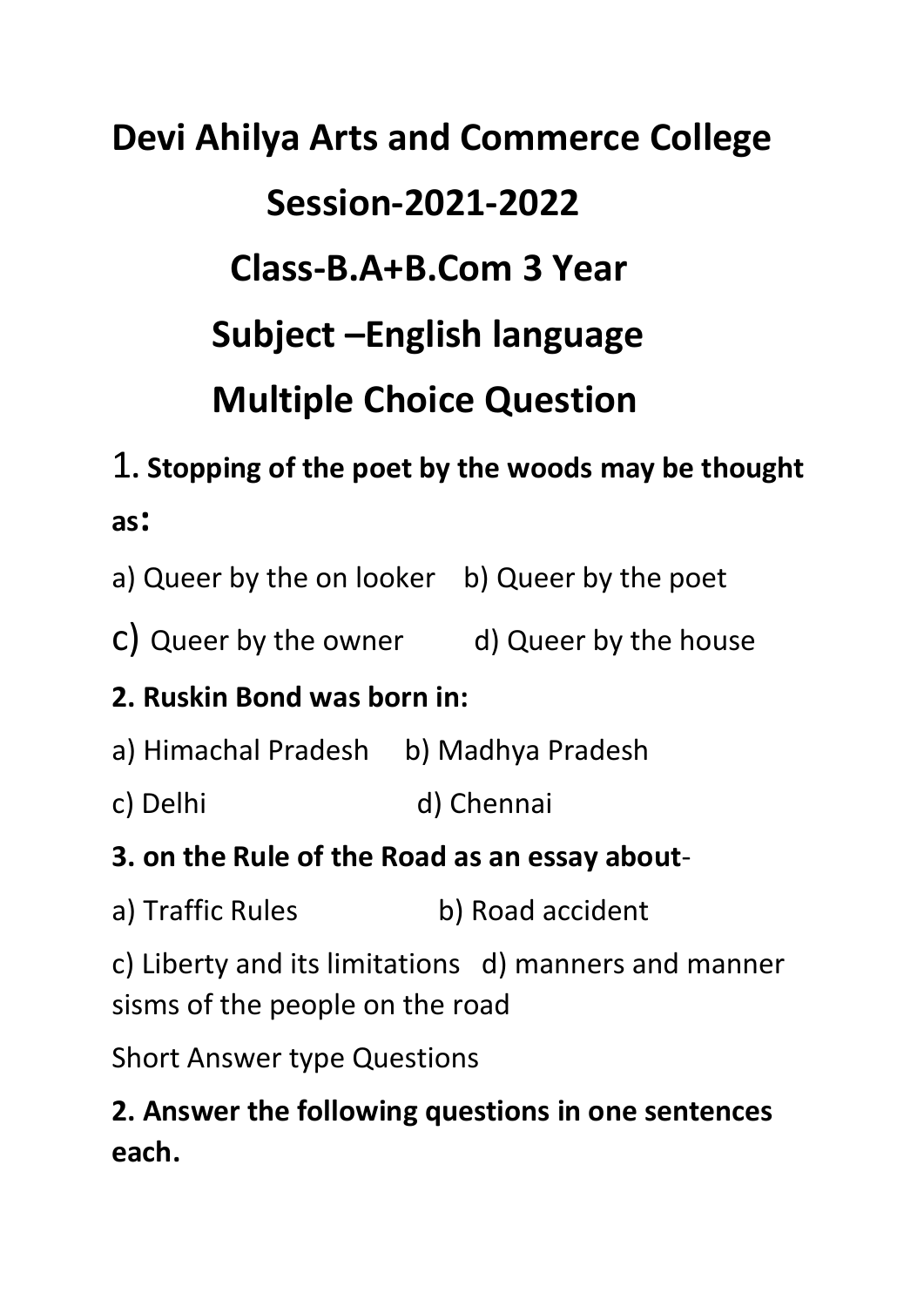# Devi Ahilya Arts and Commerce College

## Session-2021-2022

## Class-B.A+B.Com 3 Year

## Subject –English language

## Multiple Choice Question

**1. Stopping of the poet by the woods may be thought as:**

a) Queer by the on looker  b) Queer by the poet

c) Queer by the owner  d) Queer by the house

**2. Ruskin Bond was born in:**

a) Himachal Pradesh  b) Madhya Pradesh

c) Delhi  d) Chennai

**3. on the Rule of the Road as an essay about**-

a) Traffic Rules  b) Road accident

c) Liberty and its limitations  d) manners and manner sisms of the people on the road

Short Answer type Questions

**2. Answer the following questions in one sentences each.**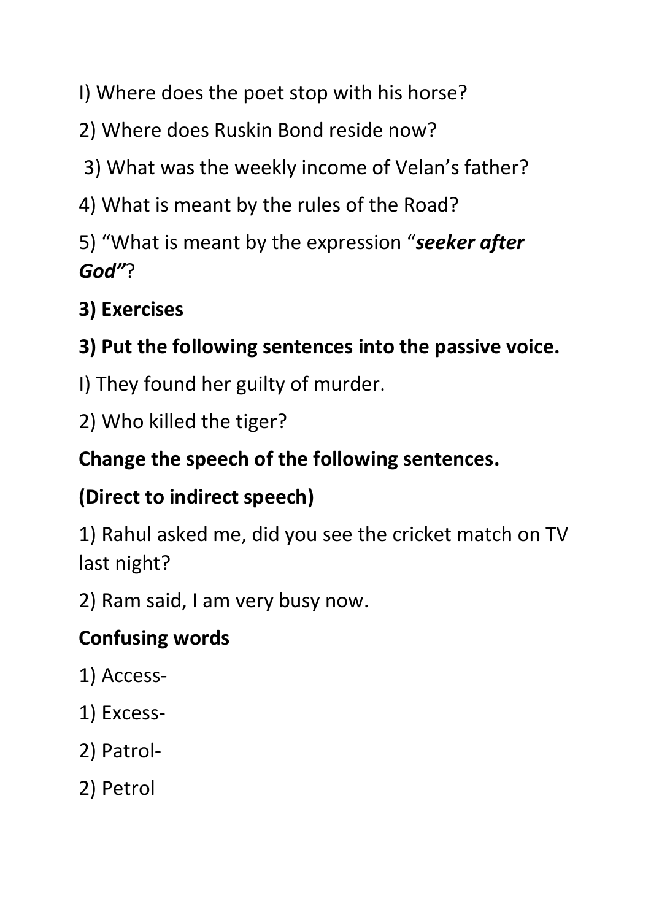I) Where does the poet stop with his horse?

2) Where does Ruskin Bond reside now?

3) What was the weekly income of Velan's father?

4) What is meant by the rules of the Road?

5) "What is meant by the expression "***seeker after God"***?

**3) Exercises**

**3) Put the following sentences into the passive voice.**

I) They found her guilty of murder.

2) Who killed the tiger?

**Change the speech of the following sentences.**

**(Direct to indirect speech)**

1) Rahul asked me, did you see the cricket match on TV last night?

2) Ram said, I am very busy now.

**Confusing words**

1) Access-

1) Excess-

2) Patrol-

2) Petrol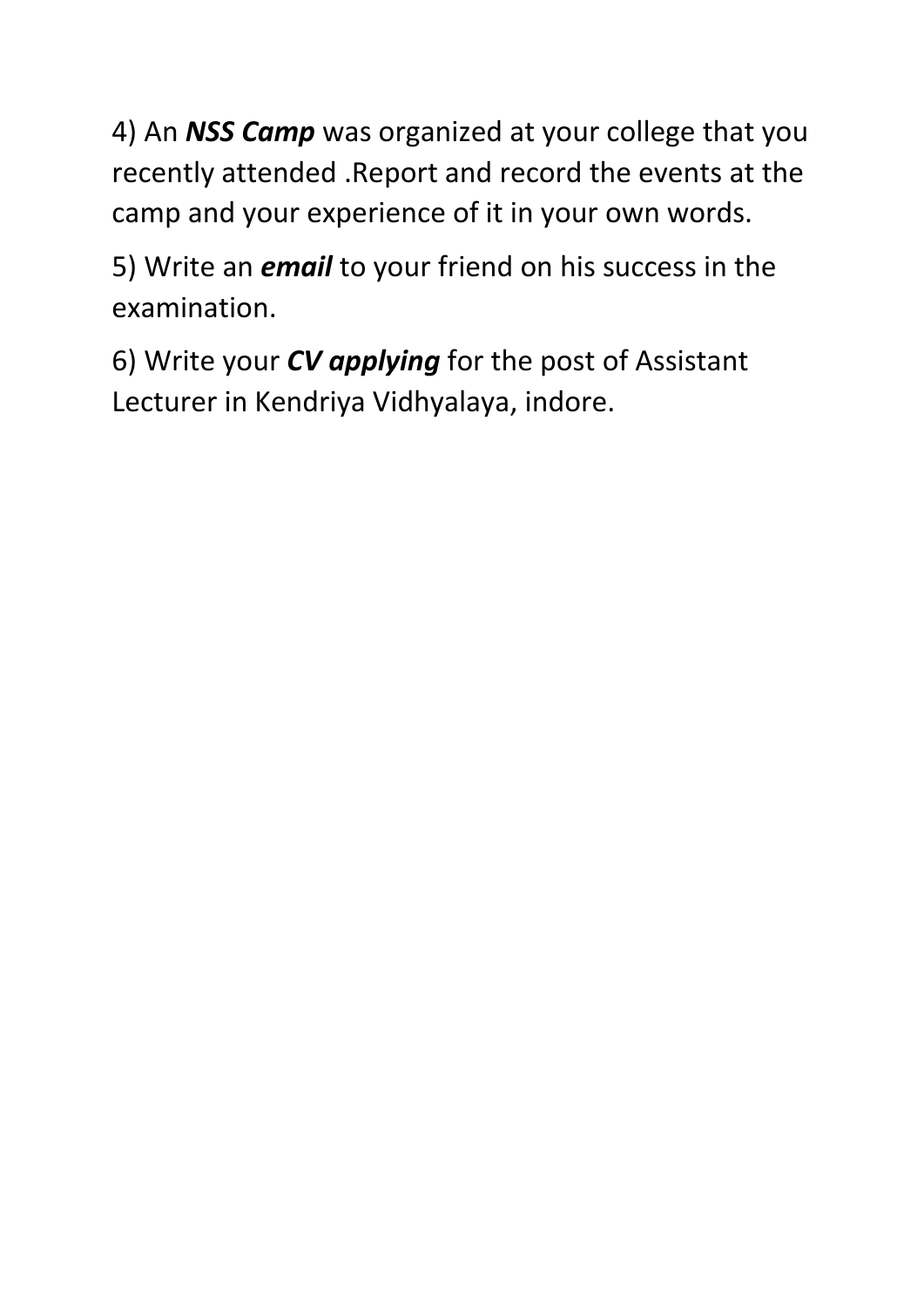4) An ***NSS Camp*** was organized at your college that you recently attended .Report and record the events at the camp and your experience of it in your own words.

5) Write an ***email*** to your friend on his success in the examination.

6) Write your ***CV applying*** for the post of Assistant Lecturer in Kendriya Vidhyalaya, indore.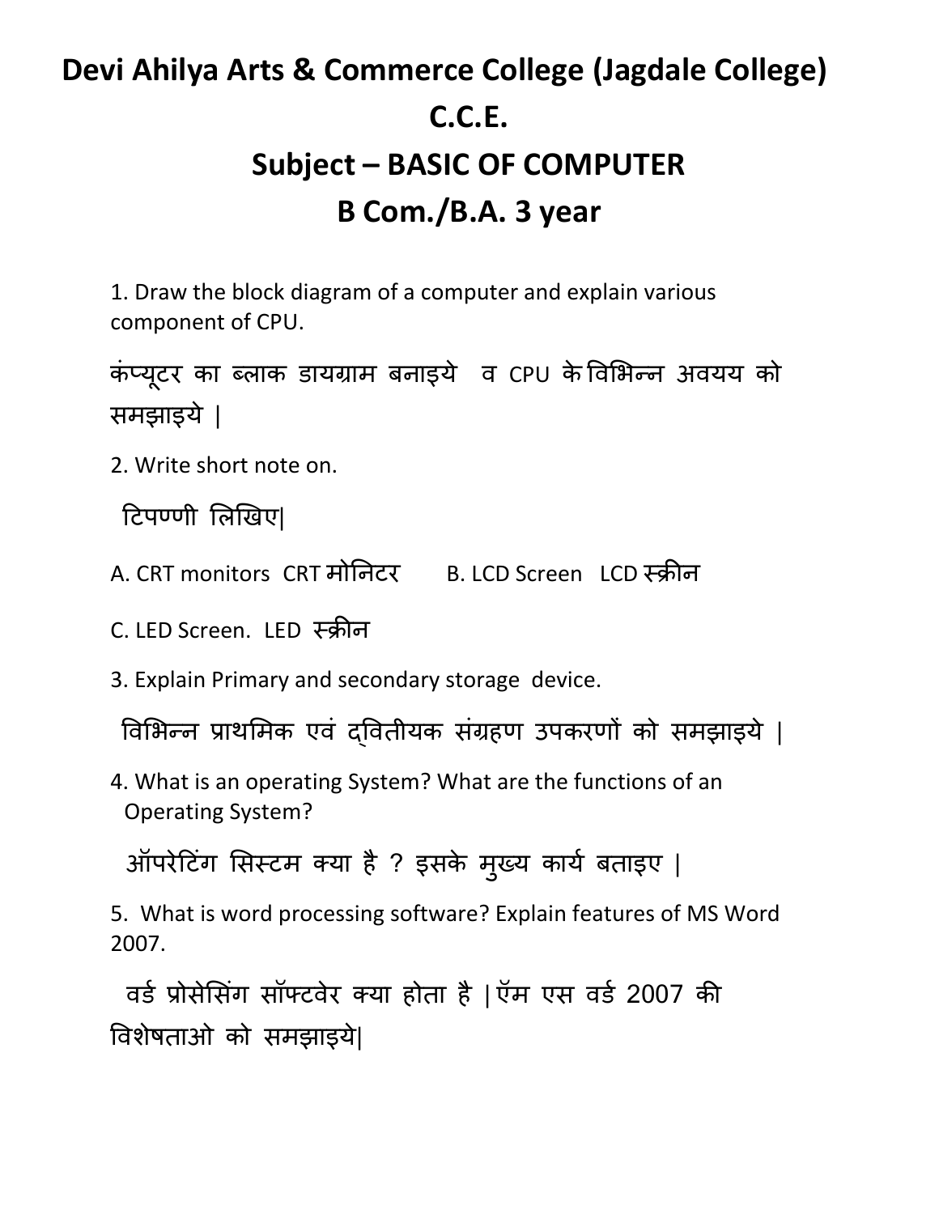# Devi Ahilya Arts & Commerce College (Jagdale College)

## C.C.E.

## Subject – BASIC OF COMPUTER

## B Com./B.A. 3 year

1. Draw the block diagram of a computer and explain various component of CPU.

   कंप्यूटर का ब्लाक डायग्राम बनाइये व CPU के विभिन्न अवयय को समझाइये |

2. Write short note on.

   टिपण्णी लिखिए|

   A. CRT monitors CRT मोनिटर    B. LCD Screen LCD स्क्रीन

   C. LED Screen. LED स्क्रीन

3. Explain Primary and secondary storage device.

   विभिन्न प्राथमिक एवं द्वितीयक संग्रहण उपकरणों को समझाइये |

4. What is an operating System? What are the functions of an Operating System?

   ऑपरेटिंग सिस्टम क्या है ? इसके मुख्य कार्य बताइए |

5. What is word processing software? Explain features of MS Word 2007.

   वर्ड प्रोसेसिंग सॉफ्टवेर क्या होता है |ऍम एस वर्ड 2007 की विशेषताओ को समझाइये|